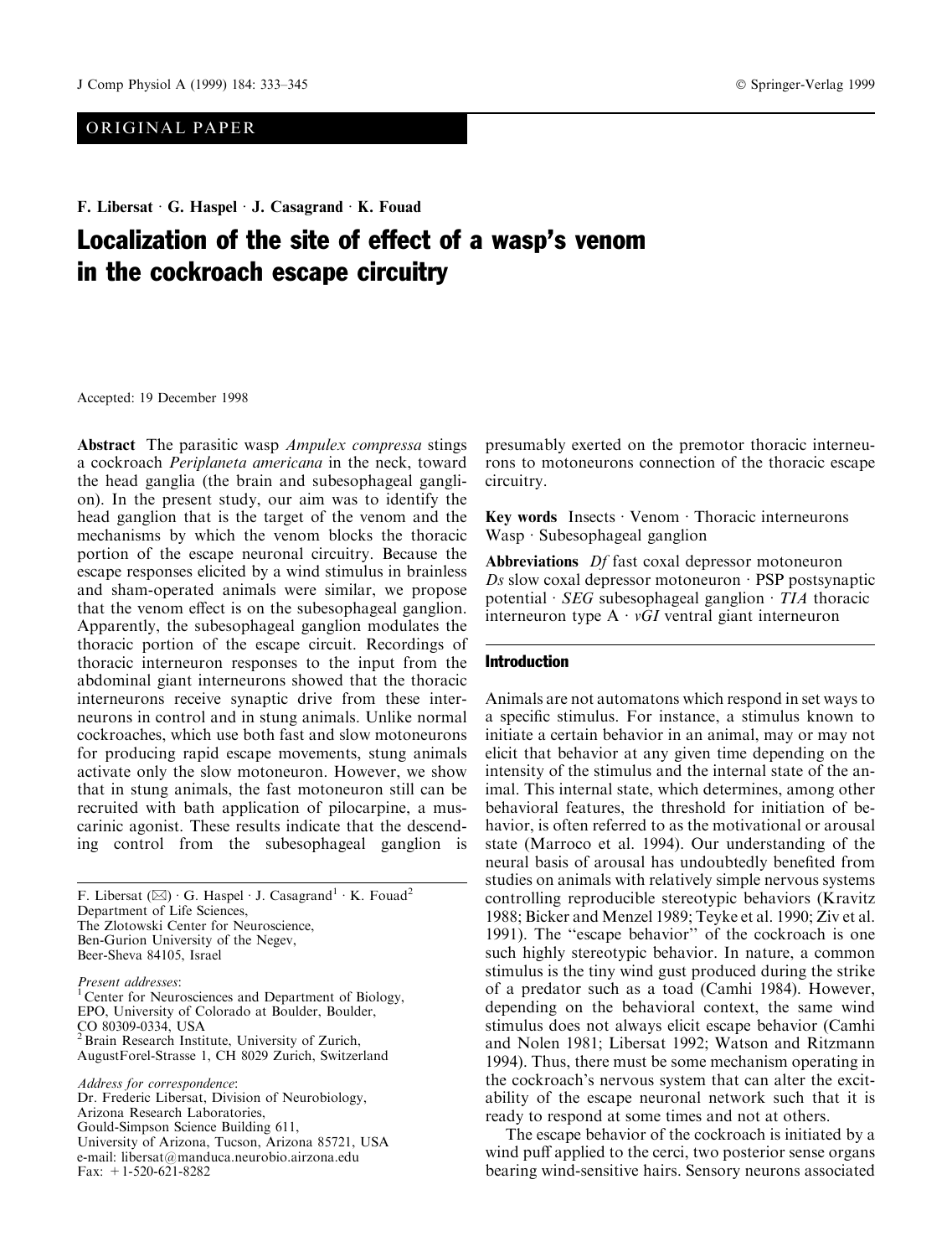ORIGINAL PAPER

F. Libersat · G. Haspel · J. Casagrand · K. Fouad

# Localization of the site of effect of a wasp's venom in the cockroach escape circuitry

Accepted: 19 December 1998

**Abstract** The parasitic wasp *Ampulex compressa* stings a cockroach *Periplaneta americana* in the neck, toward the head ganglia (the brain and subesophageal ganglion). In the present study, our aim was to identify the head ganglion that is the target of the venom and the mechanisms by which the venom blocks the thoracic portion of the escape neuronal circuitry. Because the escape responses elicited by a wind stimulus in brainless and sham-operated animals were similar, we propose that the venom effect is on the subesophageal ganglion. Apparently, the subesophageal ganglion modulates the thoracic portion of the escape circuit. Recordings of thoracic interneuron responses to the input from the abdominal giant interneurons showed that the thoracic interneurons receive synaptic drive from these interneurons in control and in stung animals. Unlike normal cockroaches, which use both fast and slow motoneurons for producing rapid escape movements, stung animals activate only the slow motoneuron. However, we show that in stung animals, the fast motoneuron still can be recruited with bath application of pilocarpine, a muscarinic agonist. These results indicate that the descending control from the subesophageal ganglion is presumably exerted on the premotor thoracic interneurons to motoneurons connection of the thoracic escape circuitry.

**Key words** Insects · Venom · Thoracic interneurons Wasp · Subesophageal ganglion

**Abbreviations** *Df* fast coxal depressor motoneuron *Ds* slow coxal depressor motoneuron · PSP postsynaptic potential · *SEG* subesophageal ganglion · *TIA* thoracic interneuron type A · *vGI* ventral giant interneuron

F. Libersat (✉) · G. Haspel · J. Casagrand[1] · K. Fouad[2]
Department of Life Sciences,
The Zlotowski Center for Neuroscience,
Ben-Gurion University of the Negev,
Beer-Sheva 84105, Israel

*Present addresses*:
[1] Center for Neurosciences and Department of Biology, EPO, University of Colorado at Boulder, Boulder, CO 80309-0334, USA
[2] Brain Research Institute, University of Zurich, AugustForel-Strasse 1, CH 8029 Zurich, Switzerland

*Address for correspondence*:
Dr. Frederic Libersat, Division of Neurobiology, Arizona Research Laboratories, Gould-Simpson Science Building 611, University of Arizona, Tucson, Arizona 85721, USA
e-mail: libersat@manduca.neurobio.airzona.edu
Fax: +1-520-621-8282

## Introduction

Animals are not automatons which respond in set ways to a specific stimulus. For instance, a stimulus known to initiate a certain behavior in an animal, may or may not elicit that behavior at any given time depending on the intensity of the stimulus and the internal state of the animal. This internal state, which determines, among other behavioral features, the threshold for initiation of behavior, is often referred to as the motivational or arousal state (Marroco et al. 1994). Our understanding of the neural basis of arousal has undoubtedly benefited from studies on animals with relatively simple nervous systems controlling reproducible stereotypic behaviors (Kravitz 1988; Bicker and Menzel 1989; Teyke et al. 1990; Ziv et al. 1991). The "escape behavior" of the cockroach is one such highly stereotypic behavior. In nature, a common stimulus is the tiny wind gust produced during the strike of a predator such as a toad (Camhi 1984). However, depending on the behavioral context, the same wind stimulus does not always elicit escape behavior (Camhi and Nolen 1981; Libersat 1992; Watson and Ritzmann 1994). Thus, there must be some mechanism operating in the cockroach's nervous system that can alter the excitability of the escape neuronal network such that it is ready to respond at some times and not at others.

The escape behavior of the cockroach is initiated by a wind puff applied to the cerci, two posterior sense organs bearing wind-sensitive hairs. Sensory neurons associated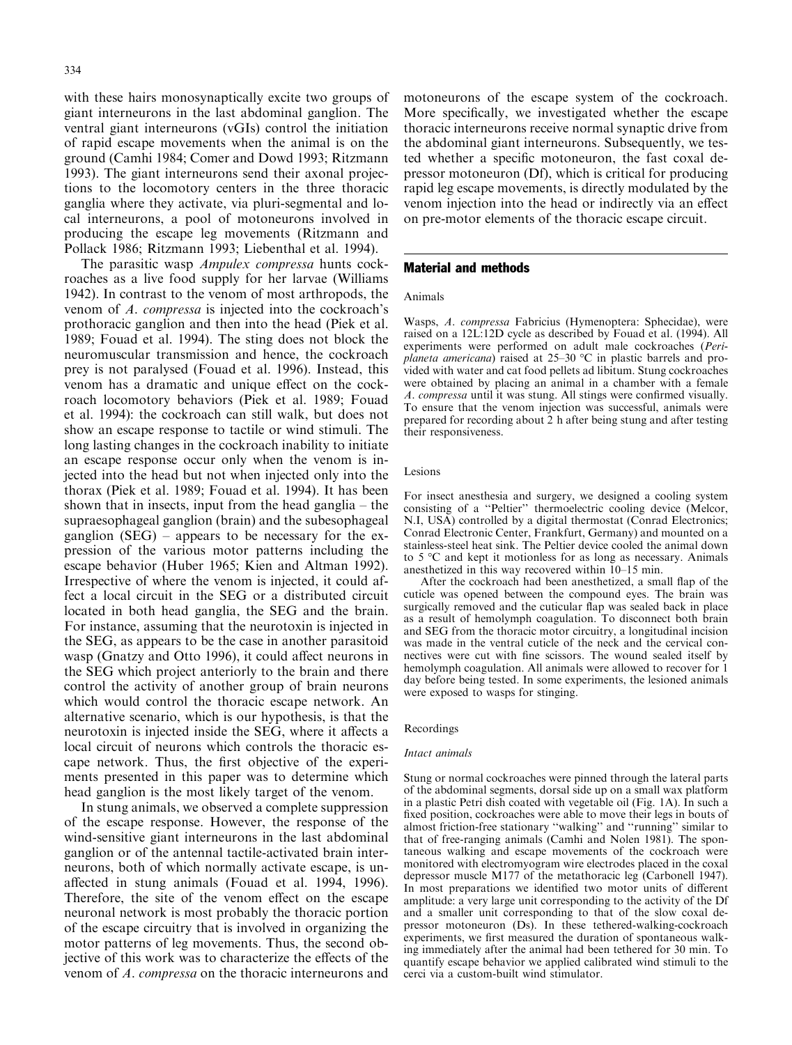with these hairs monosynaptically excite two groups of giant interneurons in the last abdominal ganglion. The ventral giant interneurons (vGIs) control the initiation of rapid escape movements when the animal is on the ground (Camhi 1984; Comer and Dowd 1993; Ritzmann 1993). The giant interneurons send their axonal projections to the locomotory centers in the three thoracic ganglia where they activate, via pluri-segmental and local interneurons, a pool of motoneurons involved in producing the escape leg movements (Ritzmann and Pollack 1986; Ritzmann 1993; Liebenthal et al. 1994).

The parasitic wasp *Ampulex compressa* hunts cockroaches as a live food supply for her larvae (Williams 1942). In contrast to the venom of most arthropods, the venom of *A. compressa* is injected into the cockroach's prothoracic ganglion and then into the head (Piek et al. 1989; Fouad et al. 1994). The sting does not block the neuromuscular transmission and hence, the cockroach prey is not paralysed (Fouad et al. 1996). Instead, this venom has a dramatic and unique effect on the cockroach locomotory behaviors (Piek et al. 1989; Fouad et al. 1994): the cockroach can still walk, but does not show an escape response to tactile or wind stimuli. The long lasting changes in the cockroach inability to initiate an escape response occur only when the venom is injected into the head but not when injected only into the thorax (Piek et al. 1989; Fouad et al. 1994). It has been shown that in insects, input from the head ganglia – the supraesophageal ganglion (brain) and the subesophageal ganglion (SEG) – appears to be necessary for the expression of the various motor patterns including the escape behavior (Huber 1965; Kien and Altman 1992). Irrespective of where the venom is injected, it could affect a local circuit in the SEG or a distributed circuit located in both head ganglia, the SEG and the brain. For instance, assuming that the neurotoxin is injected in the SEG, as appears to be the case in another parasitoid wasp (Gnatzy and Otto 1996), it could affect neurons in the SEG which project anteriorly to the brain and there control the activity of another group of brain neurons which would control the thoracic escape network. An alternative scenario, which is our hypothesis, is that the neurotoxin is injected inside the SEG, where it affects a local circuit of neurons which controls the thoracic escape network. Thus, the first objective of the experiments presented in this paper was to determine which head ganglion is the most likely target of the venom.

In stung animals, we observed a complete suppression of the escape response. However, the response of the wind-sensitive giant interneurons in the last abdominal ganglion or of the antennal tactile-activated brain interneurons, both of which normally activate escape, is unaffected in stung animals (Fouad et al. 1994, 1996). Therefore, the site of the venom effect on the escape neuronal network is most probably the thoracic portion of the escape circuitry that is involved in organizing the motor patterns of leg movements. Thus, the second objective of this work was to characterize the effects of the venom of *A. compressa* on the thoracic interneurons and motoneurons of the escape system of the cockroach. More specifically, we investigated whether the escape thoracic interneurons receive normal synaptic drive from the abdominal giant interneurons. Subsequently, we tested whether a specific motoneuron, the fast coxal depressor motoneuron (Df), which is critical for producing rapid leg escape movements, is directly modulated by the venom injection into the head or indirectly via an effect on pre-motor elements of the thoracic escape circuit.

## Material and methods

### Animals

Wasps, *A. compressa* Fabricius (Hymenoptera: Sphecidae), were raised on a 12L:12D cycle as described by Fouad et al. (1994). All experiments were performed on adult male cockroaches (*Periplaneta americana*) raised at 25–30 °C in plastic barrels and provided with water and cat food pellets ad libitum. Stung cockroaches were obtained by placing an animal in a chamber with a female *A. compressa* until it was stung. All stings were confirmed visually. To ensure that the venom injection was successful, animals were prepared for recording about 2 h after being stung and after testing their responsiveness.

### Lesions

For insect anesthesia and surgery, we designed a cooling system consisting of a "Peltier" thermoelectric cooling device (Melcor, N.I, USA) controlled by a digital thermostat (Conrad Electronics; Conrad Electronic Center, Frankfurt, Germany) and mounted on a stainless-steel heat sink. The Peltier device cooled the animal down to 5 °C and kept it motionless for as long as necessary. Animals anesthetized in this way recovered within 10–15 min.

After the cockroach had been anesthetized, a small flap of the cuticle was opened between the compound eyes. The brain was surgically removed and the cuticular flap was sealed back in place as a result of hemolymph coagulation. To disconnect both brain and SEG from the thoracic motor circuitry, a longitudinal incision was made in the ventral cuticle of the neck and the cervical connectives were cut with fine scissors. The wound sealed itself by hemolymph coagulation. All animals were allowed to recover for 1 day before being tested. In some experiments, the lesioned animals were exposed to wasps for stinging.

### Recordings

#### *Intact animals*

Stung or normal cockroaches were pinned through the lateral parts of the abdominal segments, dorsal side up on a small wax platform in a plastic Petri dish coated with vegetable oil (Fig. 1A). In such a fixed position, cockroaches were able to move their legs in bouts of almost friction-free stationary "walking" and "running" similar to that of free-ranging animals (Camhi and Nolen 1981). The spontaneous walking and escape movements of the cockroach were monitored with electromyogram wire electrodes placed in the coxal depressor muscle M177 of the metathoracic leg (Carbonell 1947). In most preparations we identified two motor units of different amplitude: a very large unit corresponding to the activity of the Df and a smaller unit corresponding to that of the slow coxal depressor motoneuron (Ds). In these tethered-walking-cockroach experiments, we first measured the duration of spontaneous walking immediately after the animal had been tethered for 30 min. To quantify escape behavior we applied calibrated wind stimuli to the cerci via a custom-built wind stimulator.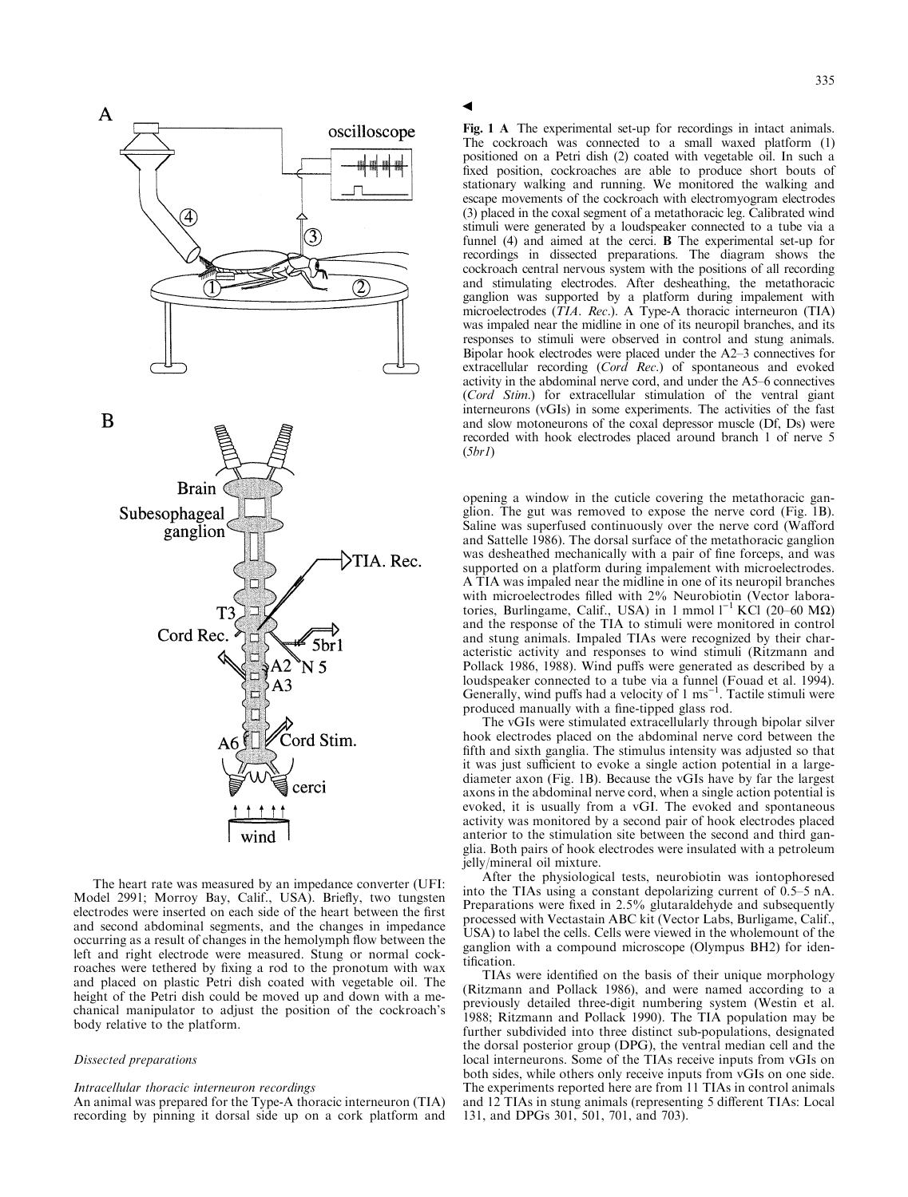**Fig. 1 A** The experimental set-up for recordings in intact animals. The cockroach was connected to a small waxed platform (1) positioned on a Petri dish (2) coated with vegetable oil. In such a fixed position, cockroaches are able to produce short bouts of stationary walking and running. We monitored the walking and escape movements of the cockroach with electromyogram electrodes (3) placed in the coxal segment of a metathoracic leg. Calibrated wind stimuli were generated by a loudspeaker connected to a tube via a funnel (4) and aimed at the cerci. **B** The experimental set-up for recordings in dissected preparations. The diagram shows the cockroach central nervous system with the positions of all recording and stimulating electrodes. After desheathing, the metathoracic ganglion was supported by a platform during impalement with microelectrodes (*TIA. Rec.*). A Type-A thoracic interneuron (TIA) was impaled near the midline in one of its neuropil branches, and its responses to stimuli were observed in control and stung animals. Bipolar hook electrodes were placed under the A2–3 connectives for extracellular recording (*Cord Rec.*) of spontaneous and evoked activity in the abdominal nerve cord, and under the A5–6 connectives (*Cord Stim.*) for extracellular stimulation of the ventral giant interneurons (vGIs) in some experiments. The activities of the fast and slow motoneurons of the coxal depressor muscle (Df, Ds) were recorded with hook electrodes placed around branch 1 of nerve 5 (*5br1*)

The heart rate was measured by an impedance converter (UFI: Model 2991; Morroy Bay, Calif., USA). Briefly, two tungsten electrodes were inserted on each side of the heart between the first and second abdominal segments, and the changes in impedance occurring as a result of changes in the hemolymph flow between the left and right electrode were measured. Stung or normal cockroaches were tethered by fixing a rod to the pronotum with wax and placed on plastic Petri dish coated with vegetable oil. The height of the Petri dish could be moved up and down with a mechanical manipulator to adjust the position of the cockroach's body relative to the platform.

### Dissected preparations

#### *Intracellular thoracic interneuron recordings*

An animal was prepared for the Type-A thoracic interneuron (TIA) recording by pinning it dorsal side up on a cork platform and opening a window in the cuticle covering the metathoracic ganglion. The gut was removed to expose the nerve cord (Fig. 1B). Saline was superfused continuously over the nerve cord (Wafford and Sattelle 1986). The dorsal surface of the metathoracic ganglion was desheathed mechanically with a pair of fine forceps, and was supported on a platform during impalement with microelectrodes. A TIA was impaled near the midline in one of its neuropil branches with microelectrodes filled with 2% Neurobiotin (Vector laboratories, Burlingame, Calif., USA) in 1 mmol $l^{-1}$ KCl (20–60 MΩ) and the response of the TIA to stimuli were monitored in control and stung animals. Impaled TIAs were recognized by their characteristic activity and responses to wind stimuli (Ritzmann and Pollack 1986, 1988). Wind puffs were generated as described by a loudspeaker connected to a tube via a funnel (Fouad et al. 1994). Generally, wind puffs had a velocity of 1 $ms^{-1}$. Tactile stimuli were produced manually with a fine-tipped glass rod.

The vGIs were stimulated extracellularly through bipolar silver hook electrodes placed on the abdominal nerve cord between the fifth and sixth ganglia. The stimulus intensity was adjusted so that it was just sufficient to evoke a single action potential in a large-diameter axon (Fig. 1B). Because the vGIs have by far the largest axons in the abdominal nerve cord, when a single action potential is evoked, it is usually from a vGI. The evoked and spontaneous activity was monitored by a second pair of hook electrodes placed anterior to the stimulation site between the second and third ganglia. Both pairs of hook electrodes were insulated with a petroleum jelly/mineral oil mixture.

After the physiological tests, neurobiotin was iontophoresed into the TIAs using a constant depolarizing current of 0.5–5 nA. Preparations were fixed in 2.5% glutaraldehyde and subsequently processed with Vectastain ABC kit (Vector Labs, Burligame, Calif., USA) to label the cells. Cells were viewed in the wholemount of the ganglion with a compound microscope (Olympus BH2) for identification.

TIAs were identified on the basis of their unique morphology (Ritzmann and Pollack 1986), and were named according to a previously detailed three-digit numbering system (Westin et al. 1988; Ritzmann and Pollack 1990). The TIA population may be further subdivided into three distinct sub-populations, designated the dorsal posterior group (DPG), the ventral median cell and the local interneurons. Some of the TIAs receive inputs from vGIs on both sides, while others only receive inputs from vGIs on one side. The experiments reported here are from 11 TIAs in control animals and 12 TIAs in stung animals (representing 5 different TIAs: Local 131, and DPGs 301, 501, 701, and 703).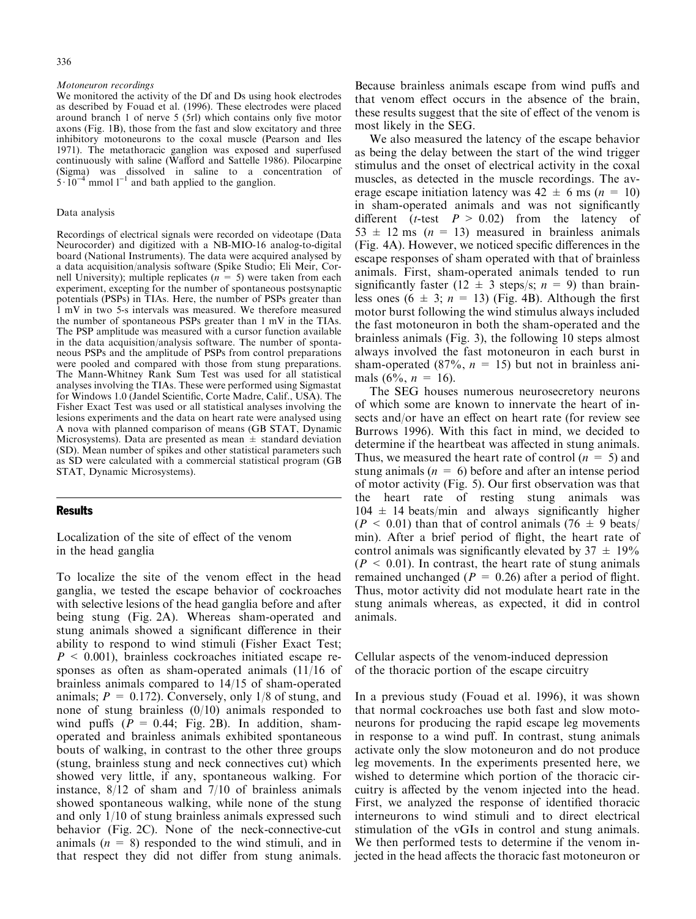*Motoneuron recordings*

We monitored the activity of the Df and Ds using hook electrodes as described by Fouad et al. (1996). These electrodes were placed around branch 1 of nerve 5 (5rl) which contains only five motor axons (Fig. 1B), those from the fast and slow excitatory and three inhibitory motoneurons to the coxal muscle (Pearson and Iles 1971). The metathoracic ganglion was exposed and superfused continuously with saline (Wafford and Sattelle 1986). Pilocarpine (Sigma) was dissolved in saline to a concentration of $5 \cdot 10^{-4}$ mmol $l^{-1}$ and bath applied to the ganglion.

## Data analysis

Recordings of electrical signals were recorded on videotape (Data Neurocorder) and digitized with a NB-MIO-16 analog-to-digital board (National Instruments). The data were acquired analysed by a data acquisition/analysis software (Spike Studio; Eli Meir, Cornell University); multiple replicates ($n = 5$) were taken from each experiment, excepting for the number of spontaneous postsynaptic potentials (PSPs) in TIAs. Here, the number of PSPs greater than 1 mV in two 5-s intervals was measured. We therefore measured the number of spontaneous PSPs greater than 1 mV in the TIAs. The PSP amplitude was measured with a cursor function available in the data acquisition/analysis software. The number of spontaneous PSPs and the amplitude of PSPs from control preparations were pooled and compared with those from stung preparations. The Mann-Whitney Rank Sum Test was used for all statistical analyses involving the TIAs. These were performed using Sigmastat for Windows 1.0 (Jandel Scientific, Corte Madre, Calif., USA). The Fisher Exact Test was used or all statistical analyses involving the lesions experiments and the data on heart rate were analysed using A nova with planned comparison of means (GB STAT, Dynamic Microsystems). Data are presented as mean ± standard deviation (SD). Mean number of spikes and other statistical parameters such as SD were calculated with a commercial statistical program (GB STAT, Dynamic Microsystems).

# Results

## Localization of the site of effect of the venom in the head ganglia

To localize the site of the venom effect in the head ganglia, we tested the escape behavior of cockroaches with selective lesions of the head ganglia before and after being stung (Fig. 2A). Whereas sham-operated and stung animals showed a significant difference in their ability to respond to wind stimuli (Fisher Exact Test; $P < 0.001$), brainless cockroaches initiated escape responses as often as sham-operated animals (11/16 of brainless animals compared to 14/15 of sham-operated animals; $P = 0.172$). Conversely, only 1/8 of stung, and none of stung brainless (0/10) animals responded to wind puffs ($P = 0.44$; Fig. 2B). In addition, sham-operated and brainless animals exhibited spontaneous bouts of walking, in contrast to the other three groups (stung, brainless stung and neck connectives cut) which showed very little, if any, spontaneous walking. For instance, 8/12 of sham and 7/10 of brainless animals showed spontaneous walking, while none of the stung and only 1/10 of stung brainless animals expressed such behavior (Fig. 2C). None of the neck-connective-cut animals ($n = 8$) responded to the wind stimuli, and in that respect they did not differ from stung animals. Because brainless animals escape from wind puffs and that venom effect occurs in the absence of the brain, these results suggest that the site of effect of the venom is most likely in the SEG.

We also measured the latency of the escape behavior as being the delay between the start of the wind trigger stimulus and the onset of electrical activity in the coxal muscles, as detected in the muscle recordings. The average escape initiation latency was 42 ± 6 ms ($n = 10$) in sham-operated animals and was not significantly different ($t$-test $P > 0.02$) from the latency of 53 ± 12 ms ($n = 13$) measured in brainless animals (Fig. 4A). However, we noticed specific differences in the escape responses of sham operated with that of brainless animals. First, sham-operated animals tended to run significantly faster (12 ± 3 steps/s; $n = 9$) than brainless ones (6 ± 3; $n = 13$) (Fig. 4B). Although the first motor burst following the wind stimulus always included the fast motoneuron in both the sham-operated and the brainless animals (Fig. 3), the following 10 steps almost always involved the fast motoneuron in each burst in sham-operated (87%, $n = 15$) but not in brainless animals (6%, $n = 16$).

The SEG houses numerous neurosecretory neurons of which some are known to innervate the heart of insects and/or have an effect on heart rate (for review see Burrows 1996). With this fact in mind, we decided to determine if the heartbeat was affected in stung animals. Thus, we measured the heart rate of control ($n = 5$) and stung animals ($n = 6$) before and after an intense period of motor activity (Fig. 5). Our first observation was that the heart rate of resting stung animals was 104 ± 14 beats/min and always significantly higher ($P < 0.01$) than that of control animals (76 ± 9 beats/min). After a brief period of flight, the heart rate of control animals was significantly elevated by 37 ± 19% ($P < 0.01$). In contrast, the heart rate of stung animals remained unchanged ($P = 0.26$) after a period of flight. Thus, motor activity did not modulate heart rate in the stung animals whereas, as expected, it did in control animals.

## Cellular aspects of the venom-induced depression of the thoracic portion of the escape circuitry

In a previous study (Fouad et al. 1996), it was shown that normal cockroaches use both fast and slow motoneurons for producing the rapid escape leg movements in response to a wind puff. In contrast, stung animals activate only the slow motoneuron and do not produce leg movements. In the experiments presented here, we wished to determine which portion of the thoracic circuitry is affected by the venom injected into the head. First, we analyzed the response of identified thoracic interneurons to wind stimuli and to direct electrical stimulation of the vGIs in control and stung animals. We then performed tests to determine if the venom injected in the head affects the thoracic fast motoneuron or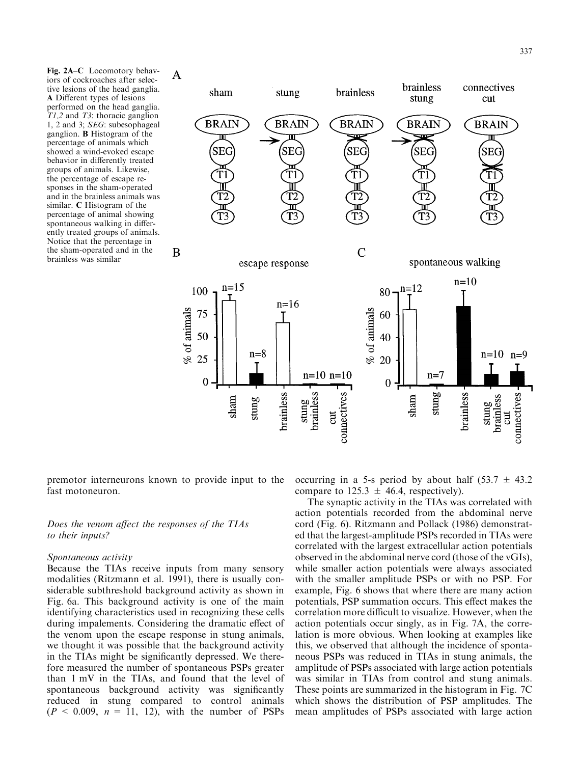**Fig. 2A–C** Locomotory behaviors of cockroaches after selective lesions of the head ganglia. **A** Different types of lesions performed on the head ganglia. *T1,2* and *T3*: thoracic ganglion 1, 2 and 3; *SEG*: subesophageal ganglion. **B** Histogram of the percentage of animals which showed a wind-evoked escape behavior in differently treated groups of animals. Likewise, the percentage of escape responses in the sham-operated and in the brainless animals was similar. **C** Histogram of the percentage of animal showing spontaneous walking in differently treated groups of animals. Notice that the percentage in the sham-operated and in the brainless was similar

premotor interneurons known to provide input to the fast motoneuron.

### *Does the venom affect the responses of the TIAs to their inputs?*

#### *Spontaneous activity*

Because the TIAs receive inputs from many sensory modalities (Ritzmann et al. 1991), there is usually considerable subthreshold background activity as shown in Fig. 6a. This background activity is one of the main identifying characteristics used in recognizing these cells during impalements. Considering the dramatic effect of the venom upon the escape response in stung animals, we thought it was possible that the background activity in the TIAs might be significantly depressed. We therefore measured the number of spontaneous PSPs greater than 1 mV in the TIAs, and found that the level of spontaneous background activity was significantly reduced in stung compared to control animals ($P < 0.009$, $n = 11, 12$), with the number of PSPs occurring in a 5-s period by about half ($53.7 \pm 43.2$ compare to $125.3 \pm 46.4$, respectively).

The synaptic activity in the TIAs was correlated with action potentials recorded from the abdominal nerve cord (Fig. 6). Ritzmann and Pollack (1986) demonstrated that the largest-amplitude PSPs recorded in TIAs were correlated with the largest extracellular action potentials observed in the abdominal nerve cord (those of the vGIs), while smaller action potentials were always associated with the smaller amplitude PSPs or with no PSP. For example, Fig. 6 shows that where there are many action potentials, PSP summation occurs. This effect makes the correlation more difficult to visualize. However, when the action potentials occur singly, as in Fig. 7A, the correlation is more obvious. When looking at examples like this, we observed that although the incidence of spontaneous PSPs was reduced in TIAs in stung animals, the amplitude of PSPs associated with large action potentials was similar in TIAs from control and stung animals. These points are summarized in the histogram in Fig. 7C which shows the distribution of PSP amplitudes. The mean amplitudes of PSPs associated with large action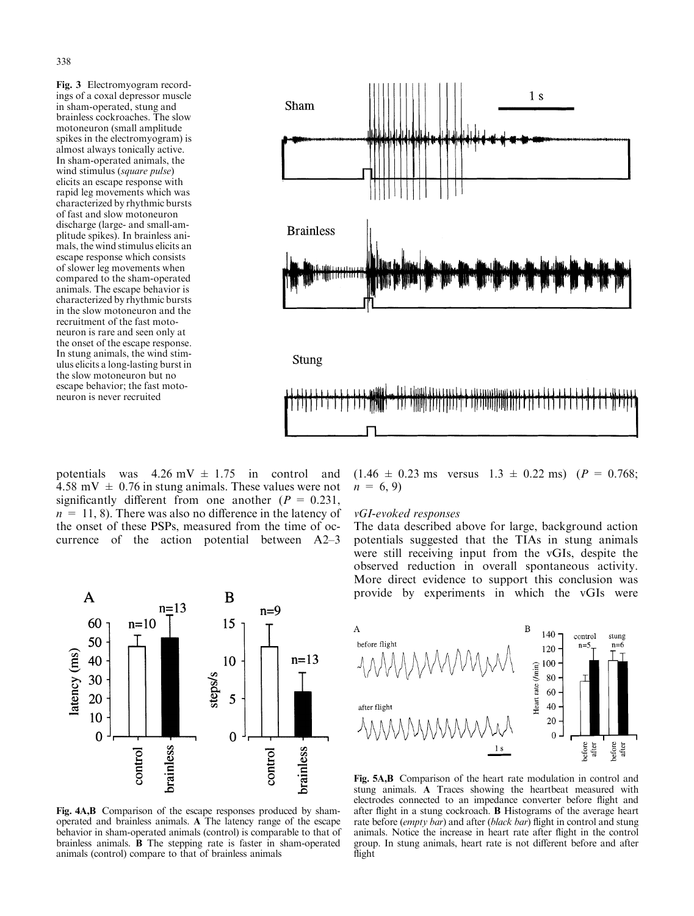**Fig. 3** Electromyogram recordings of a coxal depressor muscle in sham-operated, stung and brainless cockroaches. The slow motoneuron (small amplitude spikes in the electromyogram) is almost always tonically active. In sham-operated animals, the wind stimulus (*square pulse*) elicits an escape response with rapid leg movements which was characterized by rhythmic bursts of fast and slow motoneuron discharge (large- and small-amplitude spikes). In brainless animals, the wind stimulus elicits an escape response which consists of slower leg movements when compared to the sham-operated animals. The escape behavior is characterized by rhythmic bursts in the slow motoneuron and the recruitment of the fast motoneuron is rare and seen only at the onset of the escape response. In stung animals, the wind stimulus elicits a long-lasting burst in the slow motoneuron but no escape behavior; the fast motoneuron is never recruited

potentials was 4.26 mV ± 1.75 in control and 4.58 mV ± 0.76 in stung animals. These values were not significantly different from one another ($P = 0.231$, $n = 11, 8$). There was also no difference in the latency of the onset of these PSPs, measured from the time of occurrence of the action potential between A2–3 (1.46 ± 0.23 ms versus 1.3 ± 0.22 ms) ($P = 0.768$; $n = 6, 9$)

**Fig. 4A,B** Comparison of the escape responses produced by sham-operated and brainless animals. **A** The latency range of the escape behavior in sham-operated animals (control) is comparable to that of brainless animals. **B** The stepping rate is faster in sham-operated animals (control) compare to that of brainless animals

*vGI-evoked responses*

The data described above for large, background action potentials suggested that the TIAs in stung animals were still receiving input from the vGIs, despite the observed reduction in overall spontaneous activity. More direct evidence to support this conclusion was provide by experiments in which the vGIs were

**Fig. 5A,B** Comparison of the heart rate modulation in control and stung animals. **A** Traces showing the heartbeat measured with electrodes connected to an impedance converter before flight and after flight in a stung cockroach. **B** Histograms of the average heart rate before (*empty bar*) and after (*black bar*) flight in control and stung animals. Notice the increase in heart rate after flight in the control group. In stung animals, heart rate is not different before and after flight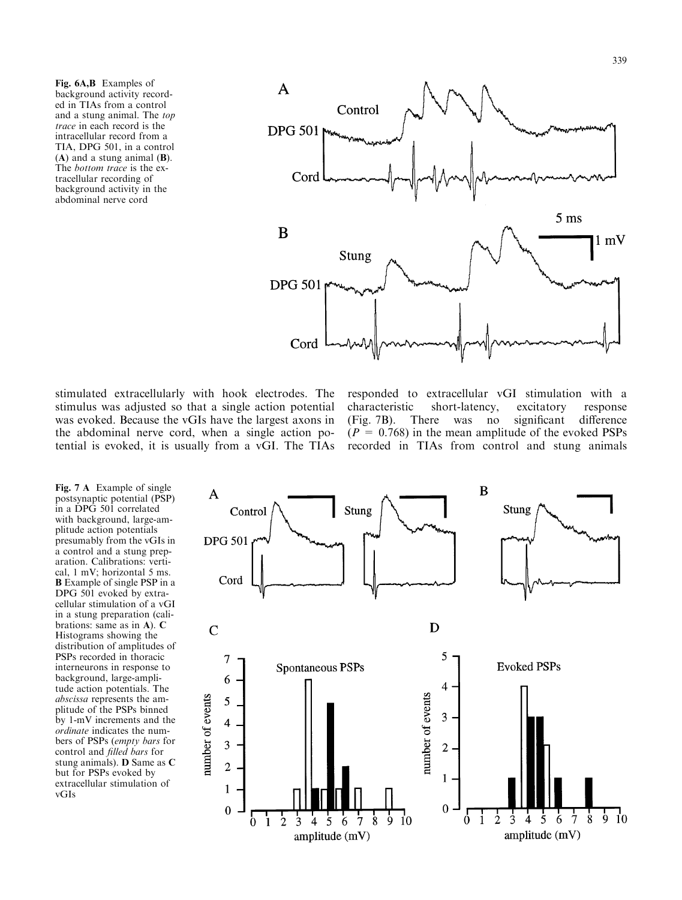**Fig. 6A,B** Examples of background activity recorded in TIAs from a control and a stung animal. The *top trace* in each record is the intracellular record from a TIA, DPG 501, in a control (**A**) and a stung animal (**B**). The *bottom trace* is the extracellular recording of background activity in the abdominal nerve cord

stimulated extracellularly with hook electrodes. The stimulus was adjusted so that a single action potential was evoked. Because the vGIs have the largest axons in the abdominal nerve cord, when a single action potential is evoked, it is usually from a vGI. The TIAs responded to extracellular vGI stimulation with a characteristic short-latency, excitatory response (Fig. 7B). There was no significant difference ($P$ = 0.768) in the mean amplitude of the evoked PSPs recorded in TIAs from control and stung animals

**Fig. 7 A** Example of single postsynaptic potential (PSP) in a DPG 501 correlated with background, large-amplitude action potentials presumably from the vGIs in a control and a stung preparation. Calibrations: vertical, 1 mV; horizontal 5 ms. **B** Example of single PSP in a DPG 501 evoked by extracellular stimulation of a vGI in a stung preparation (calibrations: same as in **A**). **C** Histograms showing the distribution of amplitudes of PSPs recorded in thoracic interneurons in response to background, large-amplitude action potentials. The *abscissa* represents the amplitude of the PSPs binned by 1-mV increments and the *ordinate* indicates the numbers of PSPs (*empty bars* for control and *filled bars* for stung animals). **D** Same as **C** but for PSPs evoked by extracellular stimulation of vGIs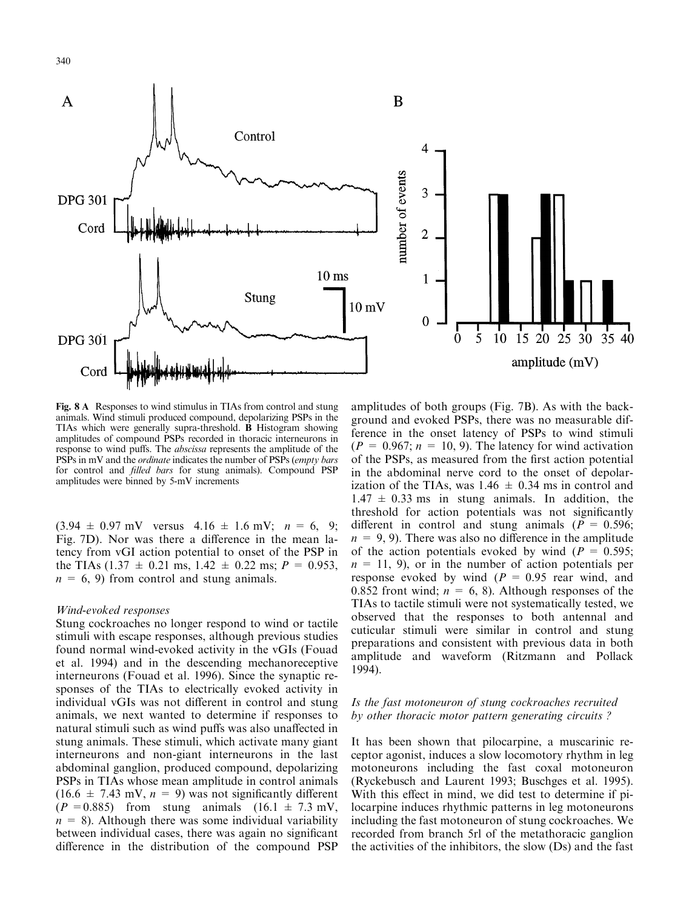**Fig. 8 A** Responses to wind stimulus in TIAs from control and stung animals. Wind stimuli produced compound, depolarizing PSPs in the TIAs which were generally supra-threshold. **B** Histogram showing amplitudes of compound PSPs recorded in thoracic interneurons in response to wind puffs. The *abscissa* represents the amplitude of the PSPs in mV and the *ordinate* indicates the number of PSPs (*empty bars* for control and *filled bars* for stung animals). Compound PSP amplitudes were binned by 5-mV increments

(3.94 ± 0.97 mV versus 4.16 ± 1.6 mV; $n$ = 6, 9; Fig. 7D). Nor was there a difference in the mean latency from vGI action potential to onset of the PSP in the TIAs (1.37 ± 0.21 ms, 1.42 ± 0.22 ms; $P$ = 0.953, $n$ = 6, 9) from control and stung animals.

### *Wind-evoked responses*

Stung cockroaches no longer respond to wind or tactile stimuli with escape responses, although previous studies found normal wind-evoked activity in the vGIs (Fouad et al. 1994) and in the descending mechanoreceptive interneurons (Fouad et al. 1996). Since the synaptic responses of the TIAs to electrically evoked activity in individual vGIs was not different in control and stung animals, we next wanted to determine if responses to natural stimuli such as wind puffs was also unaffected in stung animals. These stimuli, which activate many giant interneurons and non-giant interneurons in the last abdominal ganglion, produced compound, depolarizing PSPs in TIAs whose mean amplitude in control animals (16.6 ± 7.43 mV, $n$ = 9) was not significantly different ($P$ = 0.885) from stung animals (16.1 ± 7.3 mV, $n$ = 8). Although there was some individual variability between individual cases, there was again no significant difference in the distribution of the compound PSP amplitudes of both groups (Fig. 7B). As with the background and evoked PSPs, there was no measurable difference in the onset latency of PSPs to wind stimuli ($P$ = 0.967; $n$ = 10, 9). The latency for wind activation of the PSPs, as measured from the first action potential in the abdominal nerve cord to the onset of depolarization of the TIAs, was 1.46 ± 0.34 ms in control and 1.47 ± 0.33 ms in stung animals. In addition, the threshold for action potentials was not significantly different in control and stung animals ($P$ = 0.596; $n$ = 9, 9). There was also no difference in the amplitude of the action potentials evoked by wind ($P$ = 0.595; $n$ = 11, 9), or in the number of action potentials per response evoked by wind ($P$ = 0.95 rear wind, and 0.852 front wind; $n$ = 6, 8). Although responses of the TIAs to tactile stimuli were not systematically tested, we observed that the responses to both antennal and cuticular stimuli were similar in control and stung preparations and consistent with previous data in both amplitude and waveform (Ritzmann and Pollack 1994).

### *Is the fast motoneuron of stung cockroaches recruited by other thoracic motor pattern generating circuits ?*

It has been shown that pilocarpine, a muscarinic receptor agonist, induces a slow locomotory rhythm in leg motoneurons including the fast coxal motoneuron (Ryckebusch and Laurent 1993; Buschges et al. 1995). With this effect in mind, we did test to determine if pilocarpine induces rhythmic patterns in leg motoneurons including the fast motoneuron of stung cockroaches. We recorded from branch 5rl of the metathoracic ganglion the activities of the inhibitors, the slow (Ds) and the fast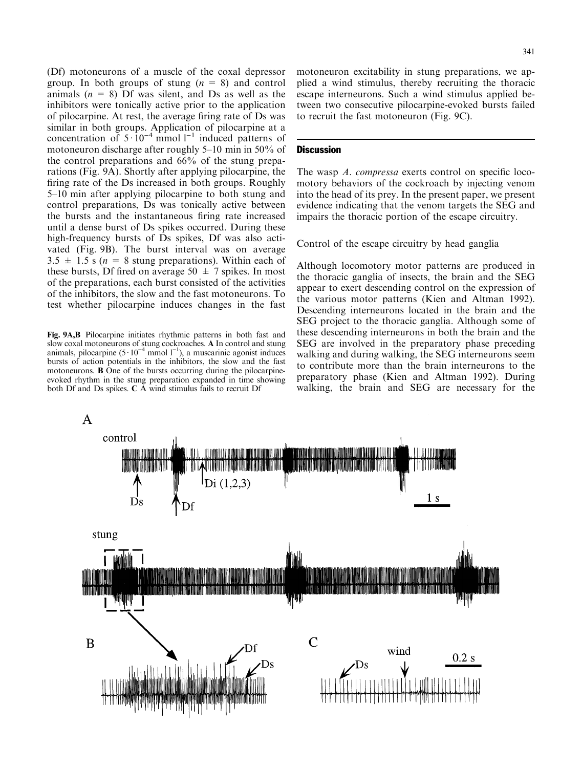(Df) motoneurons of a muscle of the coxal depressor group. In both groups of stung ($n = 8$) and control animals ($n = 8$) Df was silent, and Ds as well as the inhibitors were tonically active prior to the application of pilocarpine. At rest, the average firing rate of Ds was similar in both groups. Application of pilocarpine at a concentration of $5 \cdot 10^{-4}$ mmol l$^{-1}$ induced patterns of motoneuron discharge after roughly 5–10 min in 50% of the control preparations and 66% of the stung preparations (Fig. 9A). Shortly after applying pilocarpine, the firing rate of the Ds increased in both groups. Roughly 5–10 min after applying pilocarpine to both stung and control preparations, Ds was tonically active between the bursts and the instantaneous firing rate increased until a dense burst of Ds spikes occurred. During these high-frequency bursts of Ds spikes, Df was also activated (Fig. 9B). The burst interval was on average $3.5 \pm 1.5$ s ($n = 8$ stung preparations). Within each of these bursts, Df fired on average $50 \pm 7$ spikes. In most of the preparations, each burst consisted of the activities of the inhibitors, the slow and the fast motoneurons. To test whether pilocarpine induces changes in the fast motoneuron excitability in stung preparations, we applied a wind stimulus, thereby recruiting the thoracic escape interneurons. Such a wind stimulus applied between two consecutive pilocarpine-evoked bursts failed to recruit the fast motoneuron (Fig. 9C).

**Fig. 9A,B** Pilocarpine initiates rhythmic patterns in both fast and slow coxal motoneurons of stung cockroaches. **A** In control and stung animals, pilocarpine ($5 \cdot 10^{-4}$ mmol l$^{-1}$), a muscarinic agonist induces bursts of action potentials in the inhibitors, the slow and the fast motoneurons. **B** One of the bursts occurring during the pilocarpine-evoked rhythm in the stung preparation expanded in time showing both Df and Ds spikes. **C** A wind stimulus fails to recruit Df

## Discussion

The wasp *A. compressa* exerts control on specific locomotory behaviors of the cockroach by injecting venom into the head of its prey. In the present paper, we present evidence indicating that the venom targets the SEG and impairs the thoracic portion of the escape circuitry.

### Control of the escape circuitry by head ganglia

Although locomotory motor patterns are produced in the thoracic ganglia of insects, the brain and the SEG appear to exert descending control on the expression of the various motor patterns (Kien and Altman 1992). Descending interneurons located in the brain and the SEG project to the thoracic ganglia. Although some of these descending interneurons in both the brain and the SEG are involved in the preparatory phase preceding walking and during walking, the SEG interneurons seem to contribute more than the brain interneurons to the preparatory phase (Kien and Altman 1992). During walking, the brain and SEG are necessary for the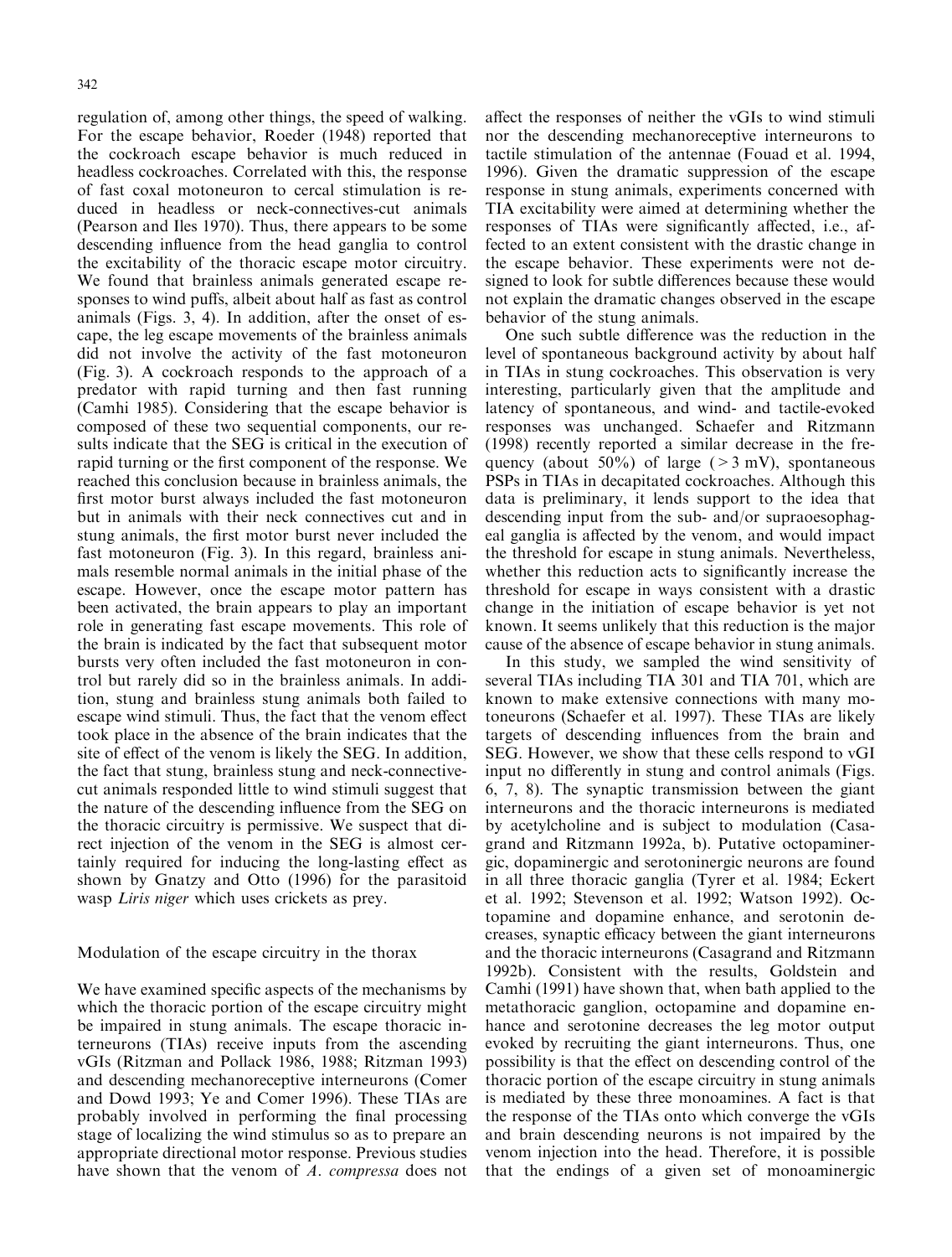regulation of, among other things, the speed of walking. For the escape behavior, Roeder (1948) reported that the cockroach escape behavior is much reduced in headless cockroaches. Correlated with this, the response of fast coxal motoneuron to cercal stimulation is reduced in headless or neck-connectives-cut animals (Pearson and Iles 1970). Thus, there appears to be some descending influence from the head ganglia to control the excitability of the thoracic escape motor circuitry. We found that brainless animals generated escape responses to wind puffs, albeit about half as fast as control animals (Figs. 3, 4). In addition, after the onset of escape, the leg escape movements of the brainless animals did not involve the activity of the fast motoneuron (Fig. 3). A cockroach responds to the approach of a predator with rapid turning and then fast running (Camhi 1985). Considering that the escape behavior is composed of these two sequential components, our results indicate that the SEG is critical in the execution of rapid turning or the first component of the response. We reached this conclusion because in brainless animals, the first motor burst always included the fast motoneuron but in animals with their neck connectives cut and in stung animals, the first motor burst never included the fast motoneuron (Fig. 3). In this regard, brainless animals resemble normal animals in the initial phase of the escape. However, once the escape motor pattern has been activated, the brain appears to play an important role in generating fast escape movements. This role of the brain is indicated by the fact that subsequent motor bursts very often included the fast motoneuron in control but rarely did so in the brainless animals. In addition, stung and brainless stung animals both failed to escape wind stimuli. Thus, the fact that the venom effect took place in the absence of the brain indicates that the site of effect of the venom is likely the SEG. In addition, the fact that stung, brainless stung and neck-connective-cut animals responded little to wind stimuli suggest that the nature of the descending influence from the SEG on the thoracic circuitry is permissive. We suspect that direct injection of the venom in the SEG is almost certainly required for inducing the long-lasting effect as shown by Gnatzy and Otto (1996) for the parasitoid wasp *Liris niger* which uses crickets as prey.

## Modulation of the escape circuitry in the thorax

We have examined specific aspects of the mechanisms by which the thoracic portion of the escape circuitry might be impaired in stung animals. The escape thoracic interneurons (TIAs) receive inputs from the ascending vGIs (Ritzman and Pollack 1986, 1988; Ritzman 1993) and descending mechanoreceptive interneurons (Comer and Dowd 1993; Ye and Comer 1996). These TIAs are probably involved in performing the final processing stage of localizing the wind stimulus so as to prepare an appropriate directional motor response. Previous studies have shown that the venom of *A. compressa* does not affect the responses of neither the vGIs to wind stimuli nor the descending mechanoreceptive interneurons to tactile stimulation of the antennae (Fouad et al. 1994, 1996). Given the dramatic suppression of the escape response in stung animals, experiments concerned with TIA excitability were aimed at determining whether the responses of TIAs were significantly affected, i.e., affected to an extent consistent with the drastic change in the escape behavior. These experiments were not designed to look for subtle differences because these would not explain the dramatic changes observed in the escape behavior of the stung animals.

One such subtle difference was the reduction in the level of spontaneous background activity by about half in TIAs in stung cockroaches. This observation is very interesting, particularly given that the amplitude and latency of spontaneous, and wind- and tactile-evoked responses was unchanged. Schaefer and Ritzmann (1998) recently reported a similar decrease in the frequency (about 50%) of large (>3 mV), spontaneous PSPs in TIAs in decapitated cockroaches. Although this data is preliminary, it lends support to the idea that descending input from the sub- and/or supraoesophageal ganglia is affected by the venom, and would impact the threshold for escape in stung animals. Nevertheless, whether this reduction acts to significantly increase the threshold for escape in ways consistent with a drastic change in the initiation of escape behavior is yet not known. It seems unlikely that this reduction is the major cause of the absence of escape behavior in stung animals.

In this study, we sampled the wind sensitivity of several TIAs including TIA 301 and TIA 701, which are known to make extensive connections with many motoneurons (Schaefer et al. 1997). These TIAs are likely targets of descending influences from the brain and SEG. However, we show that these cells respond to vGI input no differently in stung and control animals (Figs. 6, 7, 8). The synaptic transmission between the giant interneurons and the thoracic interneurons is mediated by acetylcholine and is subject to modulation (Casagrand and Ritzmann 1992a, b). Putative octopaminergic, dopaminergic and serotoninergic neurons are found in all three thoracic ganglia (Tyrer et al. 1984; Eckert et al. 1992; Stevenson et al. 1992; Watson 1992). Octopamine and dopamine enhance, and serotonin decreases, synaptic efficacy between the giant interneurons and the thoracic interneurons (Casagrand and Ritzmann 1992b). Consistent with the results, Goldstein and Camhi (1991) have shown that, when bath applied to the metathoracic ganglion, octopamine and dopamine enhance and serotonine decreases the leg motor output evoked by recruiting the giant interneurons. Thus, one possibility is that the effect on descending control of the thoracic portion of the escape circuitry in stung animals is mediated by these three monoamines. A fact is that the response of the TIAs onto which converge the vGIs and brain descending neurons is not impaired by the venom injection into the head. Therefore, it is possible that the endings of a given set of monoaminergic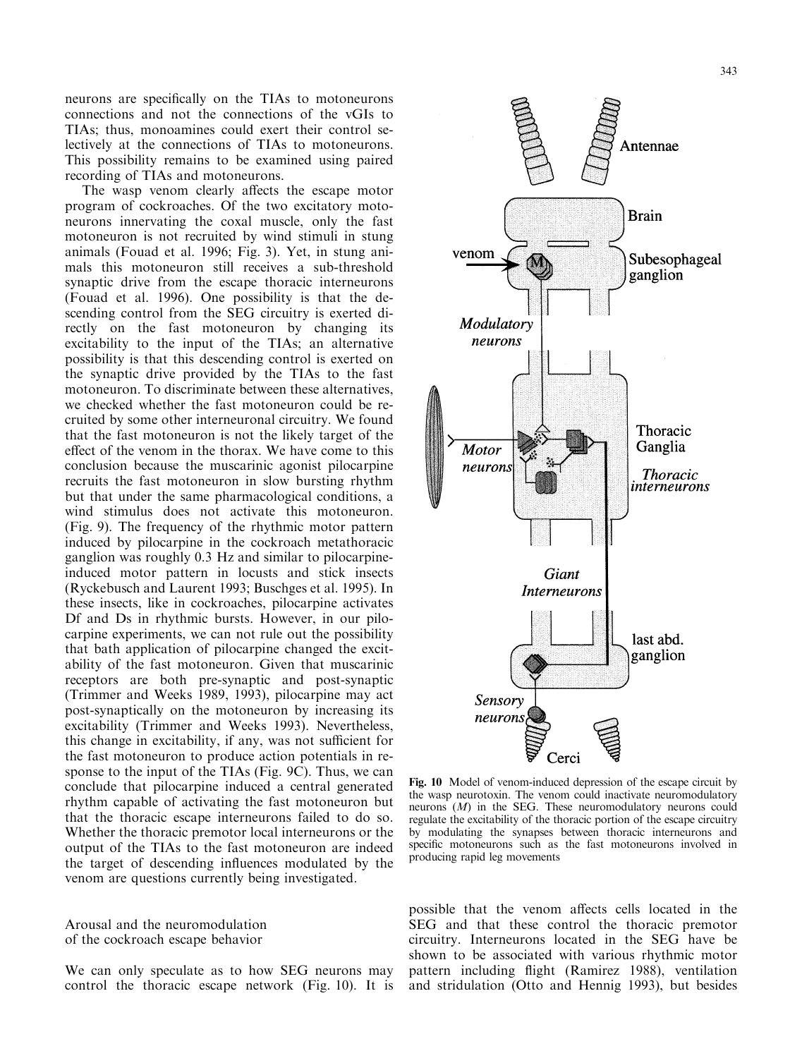neurons are specifically on the TIAs to motoneurons connections and not the connections of the vGIs to TIAs; thus, monoamines could exert their control selectively at the connections of TIAs to motoneurons. This possibility remains to be examined using paired recording of TIAs and motoneurons.

The wasp venom clearly affects the escape motor program of cockroaches. Of the two excitatory motoneurons innervating the coxal muscle, only the fast motoneuron is not recruited by wind stimuli in stung animals (Fouad et al. 1996; Fig. 3). Yet, in stung animals this motoneuron still receives a sub-threshold synaptic drive from the escape thoracic interneurons (Fouad et al. 1996). One possibility is that the descending control from the SEG circuitry is exerted directly on the fast motoneuron by changing its excitability to the input of the TIAs; an alternative possibility is that this descending control is exerted on the synaptic drive provided by the TIAs to the fast motoneuron. To discriminate between these alternatives, we checked whether the fast motoneuron could be recruited by some other interneuronal circuitry. We found that the fast motoneuron is not the likely target of the effect of the venom in the thorax. We have come to this conclusion because the muscarinic agonist pilocarpine recruits the fast motoneuron in slow bursting rhythm but that under the same pharmacological conditions, a wind stimulus does not activate this motoneuron. (Fig. 9). The frequency of the rhythmic motor pattern induced by pilocarpine in the cockroach metathoracic ganglion was roughly 0.3 Hz and similar to pilocarpine-induced motor pattern in locusts and stick insects (Ryckebusch and Laurent 1993; Buschges et al. 1995). In these insects, like in cockroaches, pilocarpine activates Df and Ds in rhythmic bursts. However, in our pilocarpine experiments, we can not rule out the possibility that bath application of pilocarpine changed the excitability of the fast motoneuron. Given that muscarinic receptors are both pre-synaptic and post-synaptic (Trimmer and Weeks 1989, 1993), pilocarpine may act post-synaptically on the motoneuron by increasing its excitability (Trimmer and Weeks 1993). Nevertheless, this change in excitability, if any, was not sufficient for the fast motoneuron to produce action potentials in response to the input of the TIAs (Fig. 9C). Thus, we can conclude that pilocarpine induced a central generated rhythm capable of activating the fast motoneuron but that the thoracic escape interneurons failed to do so. Whether the thoracic premotor local interneurons or the output of the TIAs to the fast motoneuron are indeed the target of descending influences modulated by the venom are questions currently being investigated.

**Fig. 10** Model of venom-induced depression of the escape circuit by the wasp neurotoxin. The venom could inactivate neuromodulatory neurons (*M*) in the SEG. These neuromodulatory neurons could regulate the excitability of the thoracic portion of the escape circuitry by modulating the synapses between thoracic interneurons and specific motoneurons such as the fast motoneurons involved in producing rapid leg movements

## Arousal and the neuromodulation of the cockroach escape behavior

We can only speculate as to how SEG neurons may control the thoracic escape network (Fig. 10). It is possible that the venom affects cells located in the SEG and that these control the thoracic premotor circuitry. Interneurons located in the SEG have be shown to be associated with various rhythmic motor pattern including flight (Ramirez 1988), ventilation and stridulation (Otto and Hennig 1993), but besides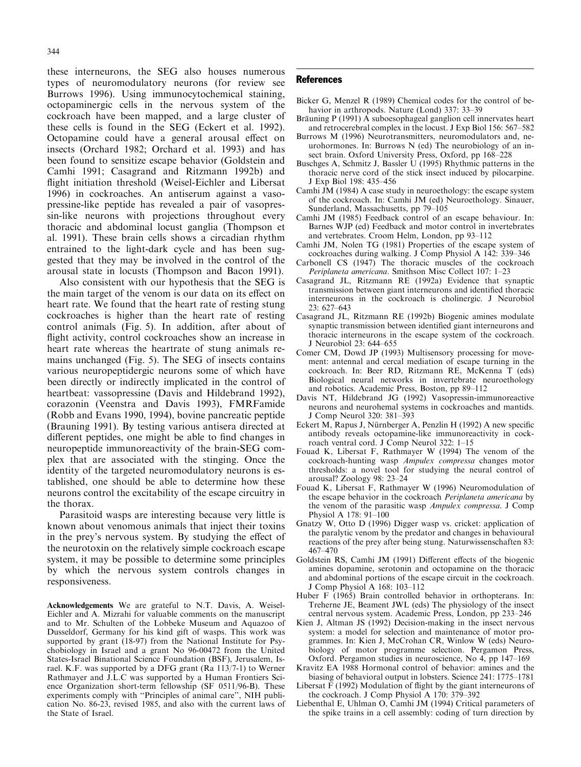these interneurons, the SEG also houses numerous types of neuromodulatory neurons (for review see Burrows 1996). Using immunocytochemical staining, octopaminergic cells in the nervous system of the cockroach have been mapped, and a large cluster of these cells is found in the SEG (Eckert et al. 1992). Octopamine could have a general arousal effect on insects (Orchard 1982; Orchard et al. 1993) and has been found to sensitize escape behavior (Goldstein and Camhi 1991; Casagrand and Ritzmann 1992b) and flight initiation threshold (Weisel-Eichler and Libersat 1996) in cockroaches. An antiserum against a vasopressine-like peptide has revealed a pair of vasopressin-like neurons with projections throughout every thoracic and abdominal locust ganglia (Thompson et al. 1991). These brain cells shows a circadian rhythm entrained to the light-dark cycle and has been suggested that they may be involved in the control of the arousal state in locusts (Thompson and Bacon 1991).

Also consistent with our hypothesis that the SEG is the main target of the venom is our data on its effect on heart rate. We found that the heart rate of resting stung cockroaches is higher than the heart rate of resting control animals (Fig. 5). In addition, after about of flight activity, control cockroaches show an increase in heart rate whereas the heartrate of stung animals remains unchanged (Fig. 5). The SEG of insects contains various neuropeptidergic neurons some of which have been directly or indirectly implicated in the control of heartbeat: vassopressine (Davis and Hildebrand 1992), corazonin (Veenstra and Davis 1993), FMRFamide (Robb and Evans 1990, 1994), bovine pancreatic peptide (Brauning 1991). By testing various antisera directed at different peptides, one might be able to find changes in neuropeptide immunoreactivity of the brain-SEG complex that are associated with the stinging. Once the identity of the targeted neuromodulatory neurons is established, one should be able to determine how these neurons control the excitability of the escape circuitry in the thorax.

Parasitoid wasps are interesting because very little is known about venomous animals that inject their toxins in the prey's nervous system. By studying the effect of the neurotoxin on the relatively simple cockroach escape system, it may be possible to determine some principles by which the nervous system controls changes in responsiveness.

**Acknowledgements** We are grateful to N.T. Davis, A. Weisel-Eichler and A. Mizrahi for valuable comments on the manuscript and to Mr. Schulten of the Lobbeke Museum and Aquazoo of Dusseldorf, Germany for his kind gift of wasps. This work was supported by grant (18-97) from the National Institute for Psychobiology in Israel and a grant No 96-00472 from the United States-Israel Binational Science Foundation (BSF), Jerusalem, Israel. K.F. was supported by a DFG grant (Ra 113/7-1) to Werner Rathmayer and J.L.C was supported by a Human Frontiers Science Organization short-term fellowship (SF 0511/96-B). These experiments comply with "Principles of animal care", NIH publication No. 86-23, revised 1985, and also with the current laws of the State of Israel.

## References

Bicker G, Menzel R (1989) Chemical codes for the control of behavior in arthropods. Nature (Lond) 337: 33–39

Bräuning P (1991) A suboesophageal ganglion cell innervates heart and retrocerebral complex in the locust. J Exp Biol 156: 567–582

Burrows M (1996) Neurotransmitters, neuromodulators and, neurohormones. In: Burrows N (ed) The neurobiology of an insect brain. Oxford University Press, Oxford, pp 168–228

Buschges A, Schmitz J, Bassler U (1995) Rhythmic patterns in the thoracic nerve cord of the stick insect induced by pilocarpine. J Exp Biol 198: 435–456

Camhi JM (1984) A case study in neuroethology: the escape system of the cockroach. In: Camhi JM (ed) Neuroethology. Sinauer, Sunderland, Massachusetts, pp 79–105

Camhi JM (1985) Feedback control of an escape behaviour. In: Barnes WJP (ed) Feedback and motor control in invertebrates and vertebrates. Croom Helm, London, pp 93–112

Camhi JM, Nolen TG (1981) Properties of the escape system of cockroaches during walking. J Comp Physiol A 142: 339–346

Carbonell CS (1947) The thoracic muscles of the cockroach *Periplaneta americana*. Smithson Misc Collect 107: 1–23

Casagrand JL, Ritzmann RE (1992a) Evidence that synaptic transmission between giant interneurons and identified thoracic interneurons in the cockroach is cholinergic. J Neurobiol 23: 627–643

Casagrand JL, Ritzmann RE (1992b) Biogenic amines modulate synaptic transmission between identified giant interneurons and thoracic interneurons in the escape system of the cockroach. J Neurobiol 23: 644–655

Comer CM, Dowd JP (1993) Multisensory processing for movement: antennal and cercal mediation of escape turning in the cockroach. In: Beer RD, Ritzmann RE, McKenna T (eds) Biological neural networks in invertebrate neuroethology and robotics. Academic Press, Boston, pp 89–112

Davis NT, Hildebrand JG (1992) Vasopressin-immunoreactive neurons and neurohemal systems in cockroaches and mantids. J Comp Neurol 320: 381–393

Eckert M, Rapus J, Nürnberger A, Penzlin H (1992) A new specific antibody reveals octopamine-like immunoreactivity in cockroach ventral cord. J Comp Neurol 322: 1–15

Fouad K, Libersat F, Rathmayer W (1994) The venom of the cockroach-hunting wasp *Ampulex compressa* changes motor thresholds: a novel tool for studying the neural control of arousal? Zoology 98: 23–24

Fouad K, Libersat F, Rathmayer W (1996) Neuromodulation of the escape behavior in the cockroach *Periplaneta americana* by the venom of the parasitic wasp *Ampulex compressa*. J Comp Physiol A 178: 91–100

Gnatzy W, Otto D (1996) Digger wasp vs. cricket: application of the paralytic venom by the predator and changes in behavioural reactions of the prey after being stung. Naturwissenschaften 83: 467–470

Goldstein RS, Camhi JM (1991) Different effects of the biogenic amines dopamine, serotonin and octopamine on the thoracic and abdominal portions of the escape circuit in the cockroach. J Comp Physiol A 168: 103–112

Huber F (1965) Brain controlled behavior in orthopterans. In: Treherne JE, Beament JWL (eds) The physiology of the insect central nervous system. Academic Press, London, pp 233–246

Kien J, Altman JS (1992) Decision-making in the insect nervous system: a model for selection and maintenance of motor programmes. In: Kien J, McCrohan CR, Winlow W (eds) Neurobiology of motor programme selection. Pergamon Press, Oxford. Pergamon studies in neuroscience, No 4, pp 147–169

Kravitz EA 1988 Hormonal control of behavior: amines and the biasing of behavioral output in lobsters. Science 241: 1775–1781

Libersat F (1992) Modulation of flight by the giant interneurons of the cockroach. J Comp Physiol A 170: 379–392

Liebenthal E, Uhlman O, Camhi JM (1994) Critical parameters of the spike trains in a cell assembly: coding of turn direction by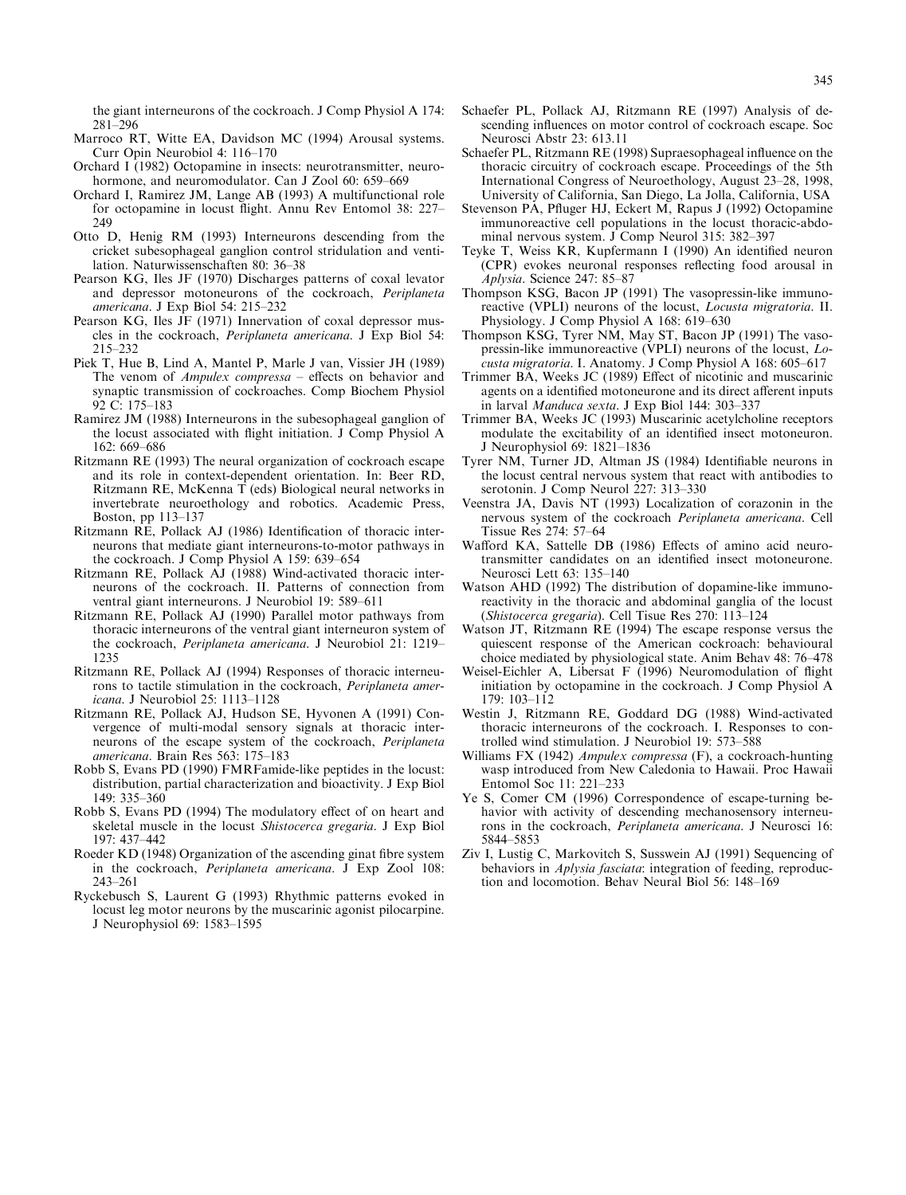the giant interneurons of the cockroach. J Comp Physiol A 174: 281–296

Marroco RT, Witte EA, Davidson MC (1994) Arousal systems. Curr Opin Neurobiol 4: 116–170

Orchard I (1982) Octopamine in insects: neurotransmitter, neurohormone, and neuromodulator. Can J Zool 60: 659–669

Orchard I, Ramirez JM, Lange AB (1993) A multifunctional role for octopamine in locust flight. Annu Rev Entomol 38: 227–249

Otto D, Henig RM (1993) Interneurons descending from the cricket subesophageal ganglion control stridulation and ventilation. Naturwissenschaften 80: 36–38

Pearson KG, Iles JF (1970) Discharges patterns of coxal levator and depressor motoneurons of the cockroach, *Periplaneta americana*. J Exp Biol 54: 215–232

Pearson KG, Iles JF (1971) Innervation of coxal depressor muscles in the cockroach, *Periplaneta americana*. J Exp Biol 54: 215–232

Piek T, Hue B, Lind A, Mantel P, Marle J van, Vissier JH (1989) The venom of *Ampulex compressa* – effects on behavior and synaptic transmission of cockroaches. Comp Biochem Physiol 92 C: 175–183

Ramirez JM (1988) Interneurons in the subesophageal ganglion of the locust associated with flight initiation. J Comp Physiol A 162: 669–686

Ritzmann RE (1993) The neural organization of cockroach escape and its role in context-dependent orientation. In: Beer RD, Ritzmann RE, McKenna T (eds) Biological neural networks in invertebrate neuroethology and robotics. Academic Press, Boston, pp 113–137

Ritzmann RE, Pollack AJ (1986) Identification of thoracic interneurons that mediate giant interneurons-to-motor pathways in the cockroach. J Comp Physiol A 159: 639–654

Ritzmann RE, Pollack AJ (1988) Wind-activated thoracic interneurons of the cockroach. II. Patterns of connection from ventral giant interneurons. J Neurobiol 19: 589–611

Ritzmann RE, Pollack AJ (1990) Parallel motor pathways from thoracic interneurons of the ventral giant interneuron system of the cockroach, *Periplaneta americana*. J Neurobiol 21: 1219–1235

Ritzmann RE, Pollack AJ (1994) Responses of thoracic interneurons to tactile stimulation in the cockroach, *Periplaneta americana*. J Neurobiol 25: 1113–1128

Ritzmann RE, Pollack AJ, Hudson SE, Hyvonen A (1991) Convergence of multi-modal sensory signals at thoracic interneurons of the escape system of the cockroach, *Periplaneta americana*. Brain Res 563: 175–183

Robb S, Evans PD (1990) FMRFamide-like peptides in the locust: distribution, partial characterization and bioactivity. J Exp Biol 149: 335–360

Robb S, Evans PD (1994) The modulatory effect of on heart and skeletal muscle in the locust *Shistocerca gregaria*. J Exp Biol 197: 437–442

Roeder KD (1948) Organization of the ascending ginat fibre system in the cockroach, *Periplaneta americana*. J Exp Zool 108: 243–261

Ryckebusch S, Laurent G (1993) Rhythmic patterns evoked in locust leg motor neurons by the muscarinic agonist pilocarpine. J Neurophysiol 69: 1583–1595

Schaefer PL, Pollack AJ, Ritzmann RE (1997) Analysis of descending influences on motor control of cockroach escape. Soc Neurosci Abstr 23: 613.11

Schaefer PL, Ritzmann RE (1998) Supraesophageal influence on the thoracic circuitry of cockroach escape. Proceedings of the 5th International Congress of Neuroethology, August 23–28, 1998, University of California, San Diego, La Jolla, California, USA

Stevenson PA, Pfluger HJ, Eckert M, Rapus J (1992) Octopamine immunoreactive cell populations in the locust thoracic-abdominal nervous system. J Comp Neurol 315: 382–397

Teyke T, Weiss KR, Kupfermann I (1990) An identified neuron (CPR) evokes neuronal responses reflecting food arousal in *Aplysia*. Science 247: 85–87

Thompson KSG, Bacon JP (1991) The vasopressin-like immunoreactive (VPLI) neurons of the locust, *Locusta migratoria*. II. Physiology. J Comp Physiol A 168: 619–630

Thompson KSG, Tyrer NM, May ST, Bacon JP (1991) The vasopressin-like immunoreactive (VPLI) neurons of the locust, *Locusta migratoria*. I. Anatomy. J Comp Physiol A 168: 605–617

Trimmer BA, Weeks JC (1989) Effect of nicotinic and muscarinic agents on a identified motoneurone and its direct afferent inputs in larval *Manduca sexta*. J Exp Biol 144: 303–337

Trimmer BA, Weeks JC (1993) Muscarinic acetylcholine receptors modulate the excitability of an identified insect motoneuron. J Neurophysiol 69: 1821–1836

Tyrer NM, Turner JD, Altman JS (1984) Identifiable neurons in the locust central nervous system that react with antibodies to serotonin. J Comp Neurol 227: 313–330

Veenstra JA, Davis NT (1993) Localization of corazonin in the nervous system of the cockroach *Periplaneta americana*. Cell Tissue Res 274: 57–64

Wafford KA, Sattelle DB (1986) Effects of amino acid neurotransmitter candidates on an identified insect motoneurone. Neurosci Lett 63: 135–140

Watson AHD (1992) The distribution of dopamine-like immunoreactivity in the thoracic and abdominal ganglia of the locust (*Shistocerca gregaria*). Cell Tisue Res 270: 113–124

Watson JT, Ritzmann RE (1994) The escape response versus the quiescent response of the American cockroach: behavioural choice mediated by physiological state. Anim Behav 48: 76–478

Weisel-Eichler A, Libersat F (1996) Neuromodulation of flight initiation by octopamine in the cockroach. J Comp Physiol A 179: 103–112

Westin J, Ritzmann RE, Goddard DG (1988) Wind-activated thoracic interneurons of the cockroach. I. Responses to controlled wind stimulation. J Neurobiol 19: 573–588

Williams FX (1942) *Ampulex compressa* (F), a cockroach-hunting wasp introduced from New Caledonia to Hawaii. Proc Hawaii Entomol Soc 11: 221–233

Ye S, Comer CM (1996) Correspondence of escape-turning behavior with activity of descending mechanosensory interneurons in the cockroach, *Periplaneta americana*. J Neurosci 16: 5844–5853

Ziv I, Lustig C, Markovitch S, Susswein AJ (1991) Sequencing of behaviors in *Aplysia fasciata*: integration of feeding, reproduction and locomotion. Behav Neural Biol 56: 148–169